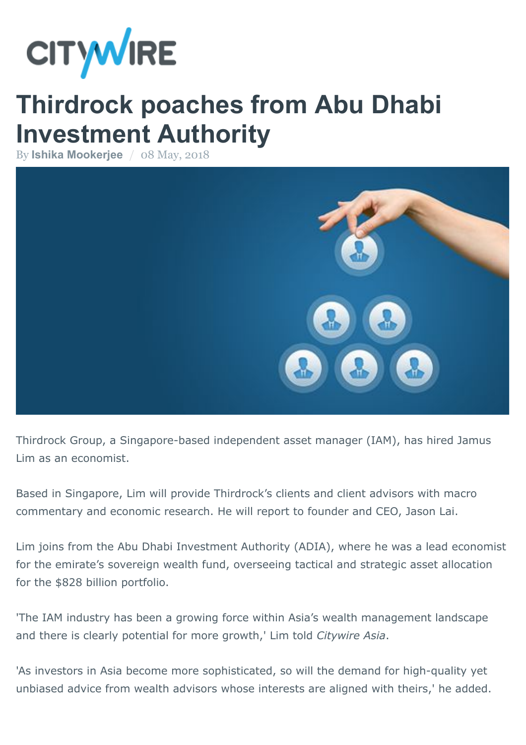CITYWIRE

# Thirdrock poaches from Abu Dhabi Investment Authority

By **Ishika Mookerjee** / 08 May, 2018

Thirdrock Group, a Singapore-based independent asset manager (IAM), has hired Jamus Lim as an economist.

Based in Singapore, Lim will provide Thirdrock's clients and client advisors with macro commentary and economic research. He will report to founder and CEO, Jason Lai.

Lim joins from the Abu Dhabi Investment Authority (ADIA), where he was a lead economist for the emirate's sovereign wealth fund, overseeing tactical and strategic asset allocation for the $828 billion portfolio.

'The IAM industry has been a growing force within Asia's wealth management landscape and there is clearly potential for more growth,' Lim told *Citywire Asia*.

'As investors in Asia become more sophisticated, so will the demand for high-quality yet unbiased advice from wealth advisors whose interests are aligned with theirs,' he added.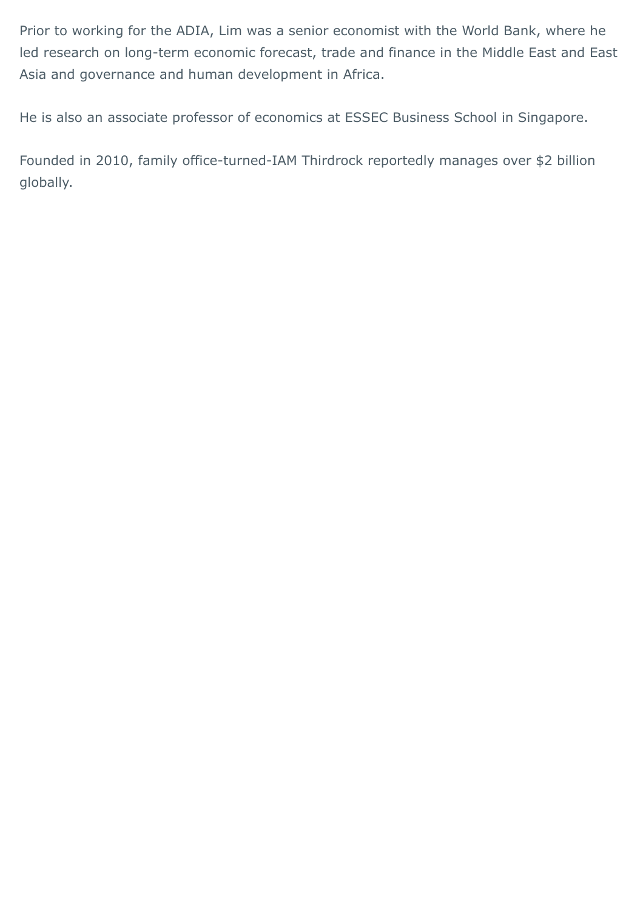Prior to working for the ADIA, Lim was a senior economist with the World Bank, where he led research on long-term economic forecast, trade and finance in the Middle East and East Asia and governance and human development in Africa.

He is also an associate professor of economics at ESSEC Business School in Singapore.

Founded in 2010, family office-turned-IAM Thirdrock reportedly manages over $2 billion globally.